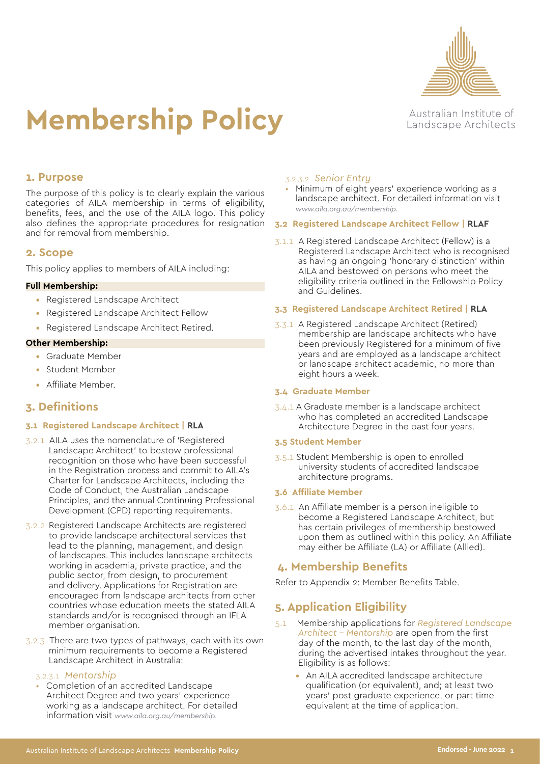# Membership Policy

Australian Institute of Landscape Architects

## 1. Purpose

The purpose of this policy is to clearly explain the various categories of AILA membership in terms of eligibility, benefits, fees, and the use of the AILA logo. This policy also defines the appropriate procedures for resignation and for removal from membership.

## 2. Scope

This policy applies to members of AILA including:

**Full Membership:**

- Registered Landscape Architect
- Registered Landscape Architect Fellow
- Registered Landscape Architect Retired.

**Other Membership:**

- Graduate Member
- Student Member
- Affiliate Member.

## 3. Definitions

### 3.1 Registered Landscape Architect | RLA

3.2.1 AILA uses the nomenclature of 'Registered Landscape Architect' to bestow professional recognition on those who have been successful in the Registration process and commit to AILA's Charter for Landscape Architects, including the Code of Conduct, the Australian Landscape Principles, and the annual Continuing Professional Development (CPD) reporting requirements.

3.2.2 Registered Landscape Architects are registered to provide landscape architectural services that lead to the planning, management, and design of landscapes. This includes landscape architects working in academia, private practice, and the public sector, from design, to procurement and delivery. Applications for Registration are encouraged from landscape architects from other countries whose education meets the stated AILA standards and/or is recognised through an IFLA member organisation.

3.2.3 There are two types of pathways, each with its own minimum requirements to become a Registered Landscape Architect in Australia:

3.2.3.1 *Mentorship*

- Completion of an accredited Landscape Architect Degree and two years' experience working as a landscape architect. For detailed information visit *www.aila.org.au/membership.*

3.2.3.2 *Senior Entry*

- Minimum of eight years' experience working as a landscape architect. For detailed information visit *www.aila.org.au/membership.*

### 3.2 Registered Landscape Architect Fellow | RLAF

3.1.1 A Registered Landscape Architect (Fellow) is a Registered Landscape Architect who is recognised as having an ongoing 'honorary distinction' within AILA and bestowed on persons who meet the eligibility criteria outlined in the Fellowship Policy and Guidelines.

### 3.3 Registered Landscape Architect Retired | RLA

3.3.1 A Registered Landscape Architect (Retired) membership are landscape architects who have been previously Registered for a minimum of five years and are employed as a landscape architect or landscape architect academic, no more than eight hours a week.

### 3.4 Graduate Member

3.4.1 A Graduate member is a landscape architect who has completed an accredited Landscape Architecture Degree in the past four years.

### 3.5 Student Member

3.5.1 Student Membership is open to enrolled university students of accredited landscape architecture programs.

### 3.6 Affiliate Member

3.6.1 An Affiliate member is a person ineligible to become a Registered Landscape Architect, but has certain privileges of membership bestowed upon them as outlined within this policy. An Affiliate may either be Affiliate (LA) or Affiliate (Allied).

## 4. Membership Benefits

Refer to Appendix 2: Member Benefits Table.

## 5. Application Eligibility

5.1 Membership applications for *Registered Landscape Architect – Mentorship* are open from the first day of the month, to the last day of the month, during the advertised intakes throughout the year. Eligibility is as follows:

- An AILA accredited landscape architecture qualification (or equivalent), and; at least two years' post graduate experience, or part time equivalent at the time of application.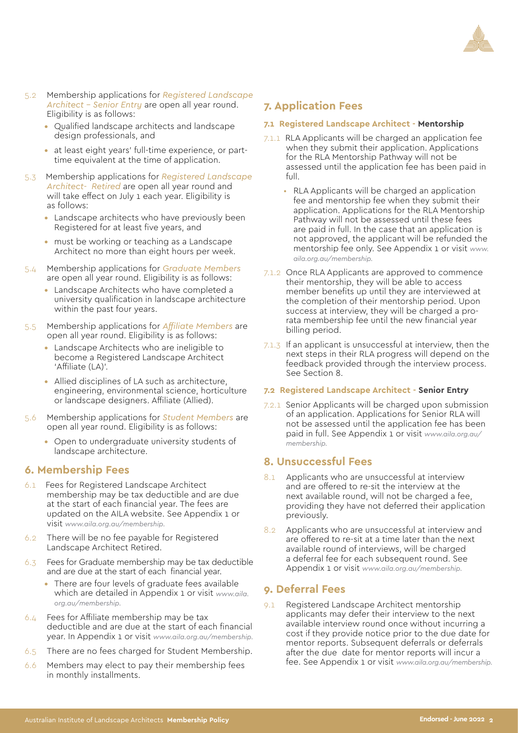5.2 Membership applications for *Registered Landscape Architect – Senior Entry* are open all year round. Eligibility is as follows:

- Qualified landscape architects and landscape design professionals, and
- at least eight years' full-time experience, or part-time equivalent at the time of application.

5.3 Membership applications for *Registered Landscape Architect- Retired* are open all year round and will take effect on July 1 each year. Eligibility is as follows:

- Landscape architects who have previously been Registered for at least five years, and
- must be working or teaching as a Landscape Architect no more than eight hours per week.

5.4 Membership applications for *Graduate Members* are open all year round. Eligibility is as follows:

- Landscape Architects who have completed a university qualification in landscape architecture within the past four years.

5.5 Membership applications for *Affiliate Members* are open all year round. Eligibility is as follows:

- Landscape Architects who are ineligible to become a Registered Landscape Architect 'Affiliate (LA)'.
- Allied disciplines of LA such as architecture, engineering, environmental science, horticulture or landscape designers. Affiliate (Allied).

5.6 Membership applications for *Student Members* are open all year round. Eligibility is as follows:

- Open to undergraduate university students of landscape architecture.

## 6. Membership Fees

6.1 Fees for Registered Landscape Architect membership may be tax deductible and are due at the start of each financial year. The fees are updated on the AILA website. See Appendix 1 or visit *www.aila.org.au/membership.*

6.2 There will be no fee payable for Registered Landscape Architect Retired.

6.3 Fees for Graduate membership may be tax deductible and are due at the start of each financial year.

- There are four levels of graduate fees available which are detailed in Appendix 1 or visit *www.aila.org.au/membership.*

6.4 Fees for Affiliate membership may be tax deductible and are due at the start of each financial year. In Appendix 1 or visit *www.aila.org.au/membership.*

6.5 There are no fees charged for Student Membership.

6.6 Members may elect to pay their membership fees in monthly installments.

## 7. Application Fees

#### 7.1 Registered Landscape Architect - **Mentorship**

7.1.1 RLA Applicants will be charged an application fee when they submit their application. Applications for the RLA Mentorship Pathway will not be assessed until the application fee has been paid in full.

- RLA Applicants will be charged an application fee and mentorship fee when they submit their application. Applications for the RLA Mentorship Pathway will not be assessed until these fees are paid in full. In the case that an application is not approved, the applicant will be refunded the mentorship fee only. See Appendix 1 or visit *www.aila.org.au/membership.*

7.1.2 Once RLA Applicants are approved to commence their mentorship, they will be able to access member benefits up until they are interviewed at the completion of their mentorship period. Upon success at interview, they will be charged a pro-rata membership fee until the new financial year billing period.

7.1.3 If an applicant is unsuccessful at interview, then the next steps in their RLA progress will depend on the feedback provided through the interview process. See Section 8.

#### 7.2 Registered Landscape Architect - **Senior Entry**

7.2.1 Senior Applicants will be charged upon submission of an application. Applications for Senior RLA will not be assessed until the application fee has been paid in full. See Appendix 1 or visit *www.aila.org.au/membership.*

## 8. Unsuccessful Fees

8.1 Applicants who are unsuccessful at interview and are offered to re-sit the interview at the next available round, will not be charged a fee, providing they have not deferred their application previously.

8.2 Applicants who are unsuccessful at interview and are offered to re-sit at a time later than the next available round of interviews, will be charged a deferral fee for each subsequent round. See Appendix 1 or visit *www.aila.org.au/membership.*

## 9. Deferral Fees

9.1 Registered Landscape Architect mentorship applicants may defer their interview to the next available interview round once without incurring a cost if they provide notice prior to the due date for mentor reports. Subsequent deferrals or deferrals after the due date for mentor reports will incur a fee. See Appendix 1 or visit *www.aila.org.au/membership.*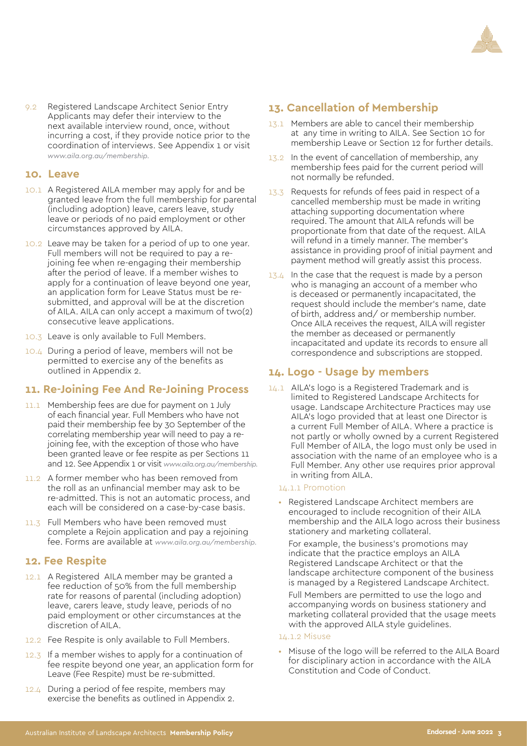9.2 Registered Landscape Architect Senior Entry Applicants may defer their interview to the next available interview round, once, without incurring a cost, if they provide notice prior to the coordination of interviews. See Appendix 1 or visit *www.aila.org.au/membership*.

## 10. Leave

10.1 A Registered AILA member may apply for and be granted leave from the full membership for parental (including adoption) leave, carers leave, study leave or periods of no paid employment or other circumstances approved by AILA.

10.2 Leave may be taken for a period of up to one year. Full members will not be required to pay a re-joining fee when re-engaging their membership after the period of leave. If a member wishes to apply for a continuation of leave beyond one year, an application form for Leave Status must be re-submitted, and approval will be at the discretion of AILA. AILA can only accept a maximum of two(2) consecutive leave applications.

10.3 Leave is only available to Full Members.

10.4 During a period of leave, members will not be permitted to exercise any of the benefits as outlined in Appendix 2.

## 11. Re-Joining Fee And Re-Joining Process

11.1 Membership fees are due for payment on 1 July of each financial year. Full Members who have not paid their membership fee by 30 September of the correlating membership year will need to pay a re-joining fee, with the exception of those who have been granted leave or fee respite as per Sections 11 and 12. See Appendix 1 or visit *www.aila.org.au/membership*.

11.2 A former member who has been removed from the roll as an unfinancial member may ask to be re-admitted. This is not an automatic process, and each will be considered on a case-by-case basis.

11.3 Full Members who have been removed must complete a Rejoin application and pay a rejoining fee. Forms are available at *www.aila.org.au/membership*.

## 12. Fee Respite

12.1 A Registered AILA member may be granted a fee reduction of 50% from the full membership rate for reasons of parental (including adoption) leave, carers leave, study leave, periods of no paid employment or other circumstances at the discretion of AILA.

12.2 Fee Respite is only available to Full Members.

12.3 If a member wishes to apply for a continuation of fee respite beyond one year, an application form for Leave (Fee Respite) must be re-submitted.

12.4 During a period of fee respite, members may exercise the benefits as outlined in Appendix 2.

## 13. Cancellation of Membership

13.1 Members are able to cancel their membership at any time in writing to AILA. See Section 10 for membership Leave or Section 12 for further details.

13.2 In the event of cancellation of membership, any membership fees paid for the current period will not normally be refunded.

13.3 Requests for refunds of fees paid in respect of a cancelled membership must be made in writing attaching supporting documentation where required. The amount that AILA refunds will be proportionate from that date of the request. AILA will refund in a timely manner. The member's assistance in providing proof of initial payment and payment method will greatly assist this process.

13.4 In the case that the request is made by a person who is managing an account of a member who is deceased or permanently incapacitated, the request should include the member's name, date of birth, address and/ or membership number. Once AILA receives the request, AILA will register the member as deceased or permanently incapacitated and update its records to ensure all correspondence and subscriptions are stopped.

## 14. Logo - Usage by members

14.1 AILA's logo is a Registered Trademark and is limited to Registered Landscape Architects for usage. Landscape Architecture Practices may use AILA's logo provided that at least one Director is a current Full Member of AILA. Where a practice is not partly or wholly owned by a current Registered Full Member of AILA, the logo must only be used in association with the name of an employee who is a Full Member. Any other use requires prior approval in writing from AILA.

### 14.1.1 Promotion

- Registered Landscape Architect members are encouraged to include recognition of their AILA membership and the AILA logo across their business stationery and marketing collateral.

  For example, the business's promotions may indicate that the practice employs an AILA Registered Landscape Architect or that the landscape architecture component of the business is managed by a Registered Landscape Architect.

  Full Members are permitted to use the logo and accompanying words on business stationery and marketing collateral provided that the usage meets with the approved AILA style guidelines.

### 14.1.2 Misuse

- Misuse of the logo will be referred to the AILA Board for disciplinary action in accordance with the AILA Constitution and Code of Conduct.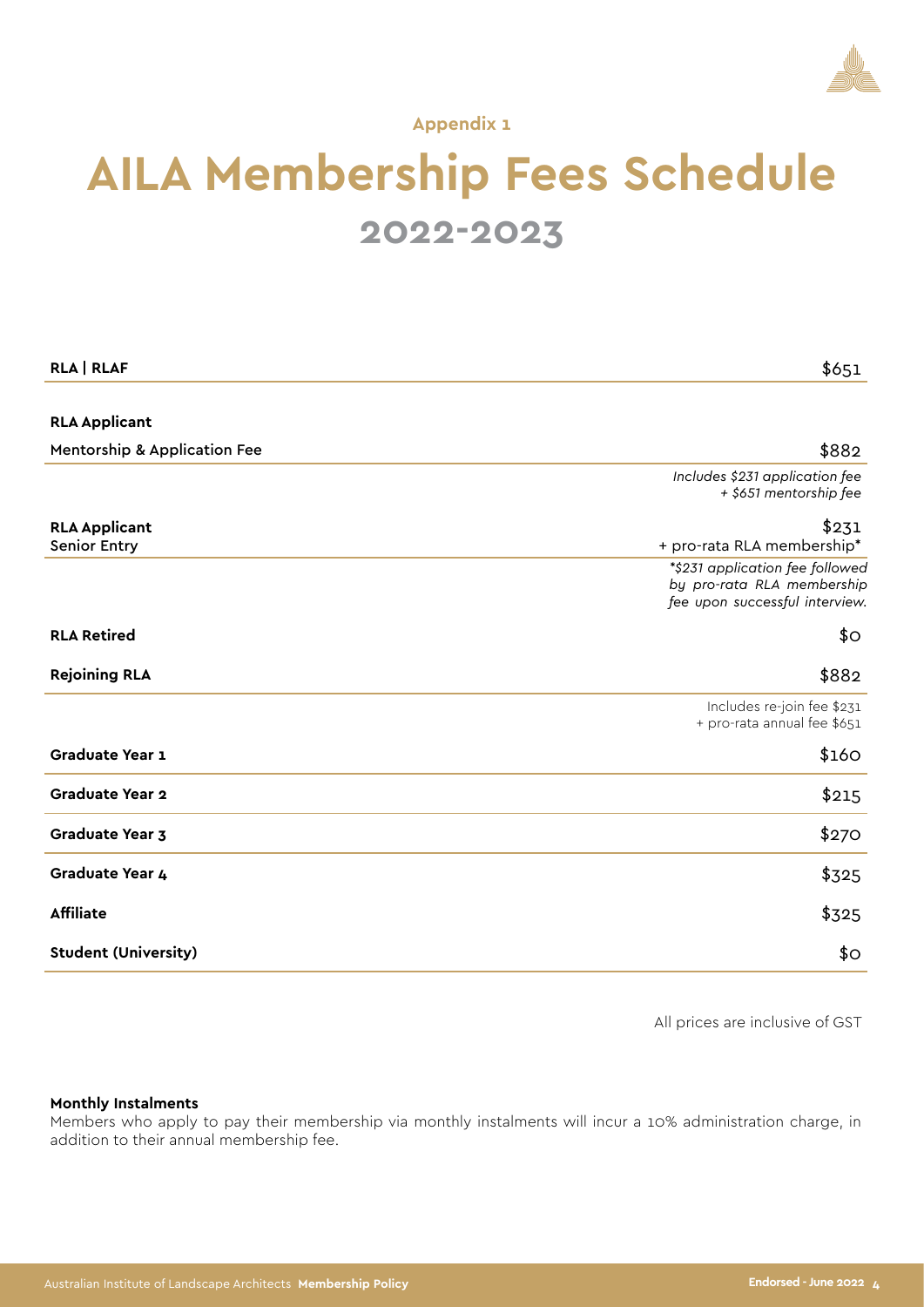Appendix 1

# AILA Membership Fees Schedule

## 2022-2023

| Membership | Fee |
|---|---|
| **RLA \| RLAF** | $651 |
| **RLA Applicant** | |
| Mentorship & Application Fee | $882 |
| | *Includes $231 application fee + $651 mentorship fee* |
| **RLA Applicant** Senior Entry | $231 + pro-rata RLA membership* |
| | *$231 application fee followed by pro-rata RLA membership fee upon successful interview.* |
| **RLA Retired** | $0 |
| **Rejoining RLA** | $882 |
| | Includes re-join fee $231 + pro-rata annual fee $651 |
| **Graduate Year 1** | $160 |
| **Graduate Year 2** | $215 |
| **Graduate Year 3** | $270 |
| **Graduate Year 4** | $325 |
| **Affiliate** | $325 |
| **Student (University)** | $0 |

All prices are inclusive of GST

**Monthly Instalments**

Members who apply to pay their membership via monthly instalments will incur a 10% administration charge, in addition to their annual membership fee.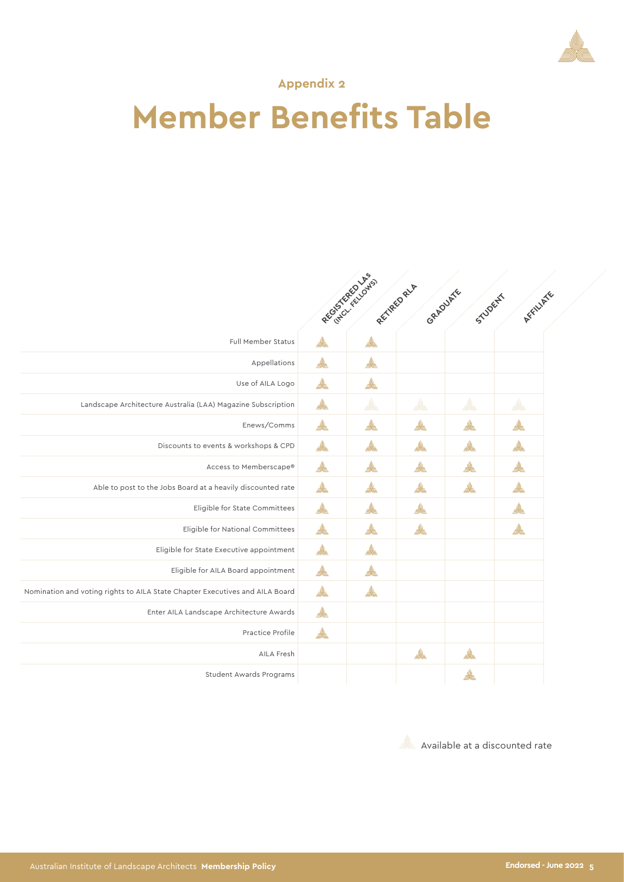## Appendix 2

# Member Benefits Table

| | Registered LAs (incl. Fellows) | Retired RLA | Graduate | Student | Affiliate |
|---|---|---|---|---|---|
| Full Member Status | ✓ | ✓ | | | |
| Appellations | ✓ | ✓ | | | |
| Use of AILA Logo | ✓ | ✓ | | | |
| Landscape Architecture Australia (LAA) Magazine Subscription | ✓ | Available at a discounted rate | Available at a discounted rate | Available at a discounted rate | Available at a discounted rate |
| Enews/Comms | ✓ | ✓ | ✓ | ✓ | ✓ |
| Discounts to events & workshops & CPD | ✓ | ✓ | ✓ | ✓ | ✓ |
| Access to Memberscape® | ✓ | ✓ | ✓ | ✓ | ✓ |
| Able to post to the Jobs Board at a heavily discounted rate | ✓ | ✓ | ✓ | ✓ | ✓ |
| Eligible for State Committees | ✓ | ✓ | ✓ | | ✓ |
| Eligible for National Committees | ✓ | ✓ | ✓ | | ✓ |
| Eligible for State Executive appointment | ✓ | ✓ | | | |
| Eligible for AILA Board appointment | ✓ | ✓ | | | |
| Nomination and voting rights to AILA State Chapter Executives and AILA Board | ✓ | ✓ | | | |
| Enter AILA Landscape Architecture Awards | ✓ | | | | |
| Practice Profile | ✓ | | | | |
| AILA Fresh | | | ✓ | ✓ | |
| Student Awards Programs | | | | ✓ | |

Available at a discounted rate